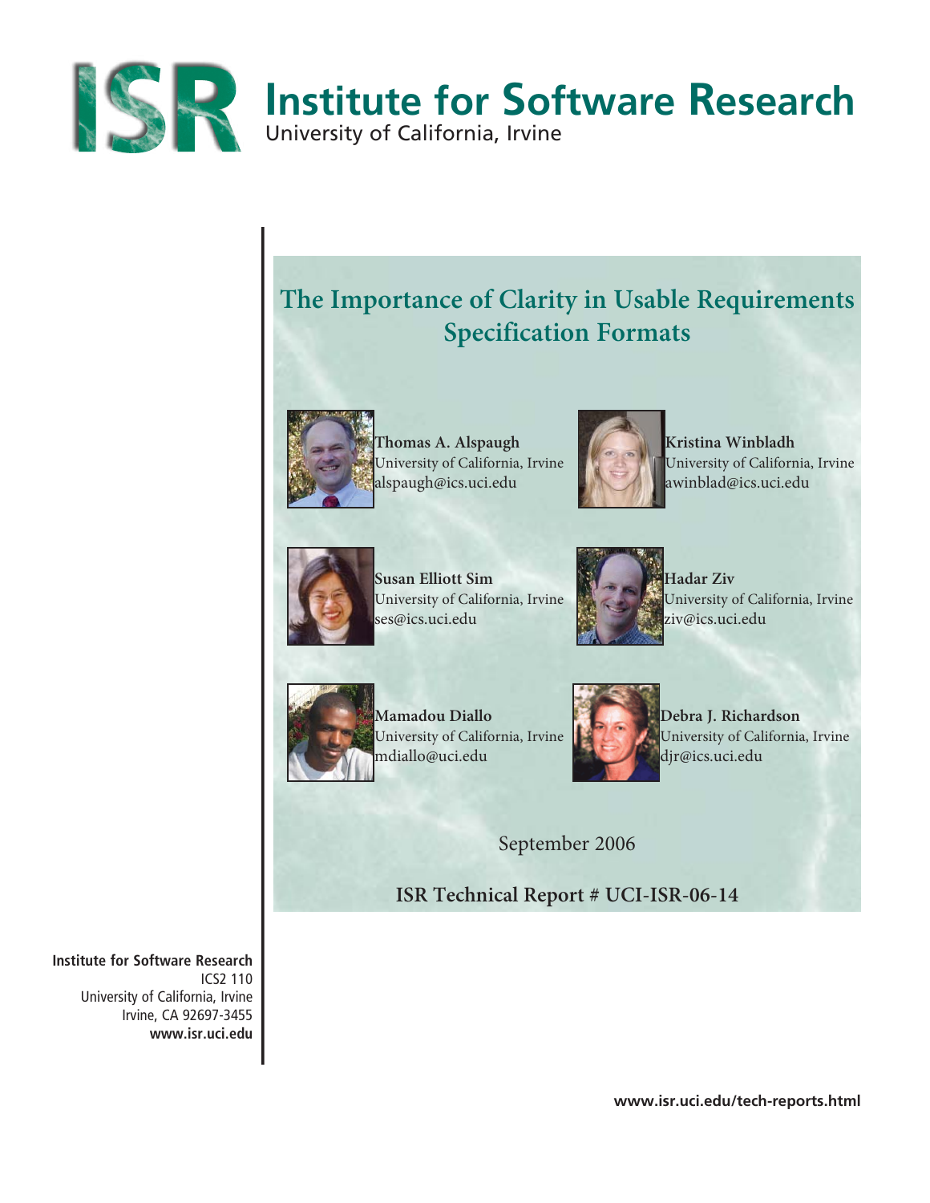# Institute for Software Research

University of California, Irvine

## The Importance of Clarity in Usable Requirements Specification Formats

**Thomas A. Alspaugh**
University of California, Irvine
alspaugh@ics.uci.edu

**Kristina Winbladh**
University of California, Irvine
awinblad@ics.uci.edu

**Susan Elliott Sim**
University of California, Irvine
ses@ics.uci.edu

**Hadar Ziv**
University of California, Irvine
ziv@ics.uci.edu

**Mamadou Diallo**
University of California, Irvine
mdiallo@uci.edu

**Debra J. Richardson**
University of California, Irvine
djr@ics.uci.edu

September 2006

**ISR Technical Report # UCI-ISR-06-14**

**Institute for Software Research**
ICS2 110
University of California, Irvine
Irvine, CA 92697-3455
**www.isr.uci.edu**

**www.isr.uci.edu/tech-reports.html**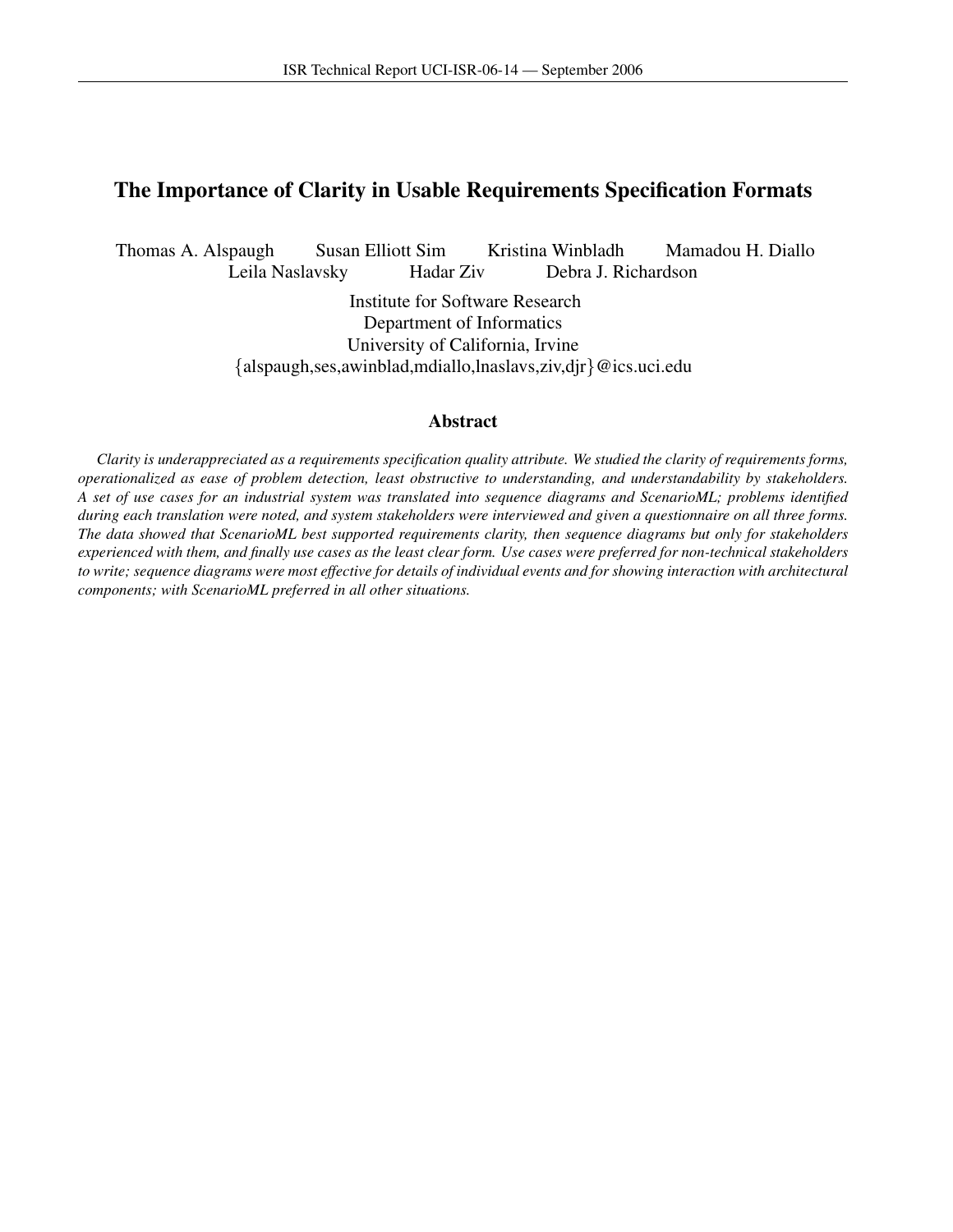# The Importance of Clarity in Usable Requirements Specification Formats

Thomas A. Alspaugh  Susan Elliott Sim  Kristina Winbladh  Mamadou H. Diallo
Leila Naslavsky  Hadar Ziv  Debra J. Richardson

Institute for Software Research
Department of Informatics
University of California, Irvine
{alspaugh,ses,awinblad,mdiallo,lnaslavs,ziv,djr}@ics.uci.edu

## Abstract

*Clarity is underappreciated as a requirements specification quality attribute. We studied the clarity of requirements forms, operationalized as ease of problem detection, least obstructive to understanding, and understandability by stakeholders. A set of use cases for an industrial system was translated into sequence diagrams and ScenarioML; problems identified during each translation were noted, and system stakeholders were interviewed and given a questionnaire on all three forms. The data showed that ScenarioML best supported requirements clarity, then sequence diagrams but only for stakeholders experienced with them, and finally use cases as the least clear form. Use cases were preferred for non-technical stakeholders to write; sequence diagrams were most effective for details of individual events and for showing interaction with architectural components; with ScenarioML preferred in all other situations.*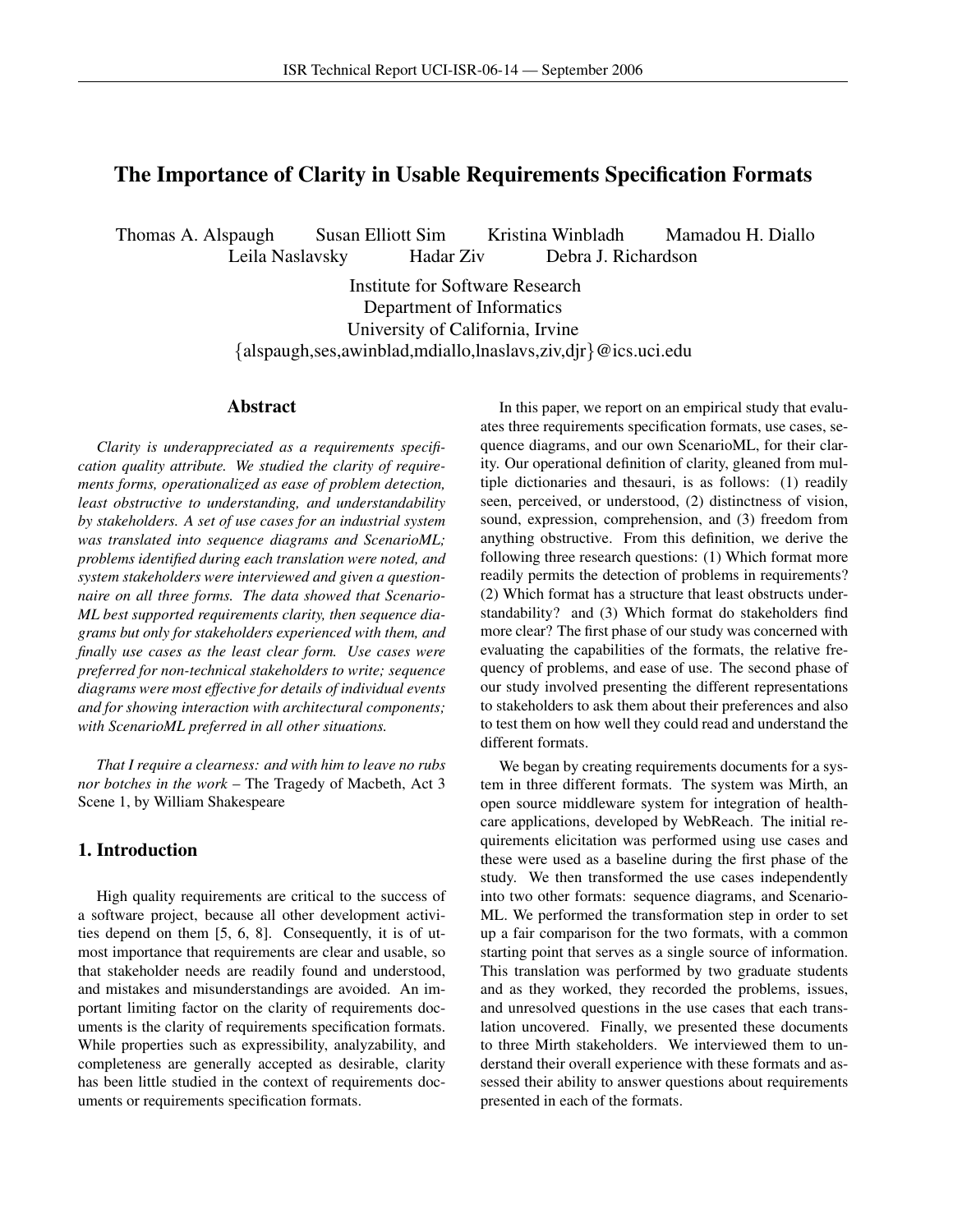# The Importance of Clarity in Usable Requirements Specification Formats

Thomas A. Alspaugh Susan Elliott Sim Kristina Winbladh Mamadou H. Diallo
Leila Naslavsky Hadar Ziv Debra J. Richardson

Institute for Software Research
Department of Informatics
University of California, Irvine
{alspaugh,ses,awinblad,mdiallo,lnaslavs,ziv,djr}@ics.uci.edu

## Abstract

*Clarity is underappreciated as a requirements specification quality attribute. We studied the clarity of requirements forms, operationalized as ease of problem detection, least obstructive to understanding, and understandability by stakeholders. A set of use cases for an industrial system was translated into sequence diagrams and ScenarioML; problems identified during each translation were noted, and system stakeholders were interviewed and given a questionnaire on all three forms. The data showed that ScenarioML best supported requirements clarity, then sequence diagrams but only for stakeholders experienced with them, and finally use cases as the least clear form. Use cases were preferred for non-technical stakeholders to write; sequence diagrams were most effective for details of individual events and for showing interaction with architectural components; with ScenarioML preferred in all other situations.*

*That I require a clearness: and with him to leave no rubs nor botches in the work* – The Tragedy of Macbeth, Act 3 Scene 1, by William Shakespeare

## 1. Introduction

High quality requirements are critical to the success of a software project, because all other development activities depend on them [5, 6, 8]. Consequently, it is of utmost importance that requirements are clear and usable, so that stakeholder needs are readily found and understood, and mistakes and misunderstandings are avoided. An important limiting factor on the clarity of requirements documents is the clarity of requirements specification formats. While properties such as expressibility, analyzability, and completeness are generally accepted as desirable, clarity has been little studied in the context of requirements documents or requirements specification formats.

In this paper, we report on an empirical study that evaluates three requirements specification formats, use cases, sequence diagrams, and our own ScenarioML, for their clarity. Our operational definition of clarity, gleaned from multiple dictionaries and thesauri, is as follows: (1) readily seen, perceived, or understood, (2) distinctness of vision, sound, expression, comprehension, and (3) freedom from anything obstructive. From this definition, we derive the following three research questions: (1) Which format more readily permits the detection of problems in requirements? (2) Which format has a structure that least obstructs understandability? and (3) Which format do stakeholders find more clear? The first phase of our study was concerned with evaluating the capabilities of the formats, the relative frequency of problems, and ease of use. The second phase of our study involved presenting the different representations to stakeholders to ask them about their preferences and also to test them on how well they could read and understand the different formats.

We began by creating requirements documents for a system in three different formats. The system was Mirth, an open source middleware system for integration of healthcare applications, developed by WebReach. The initial requirements elicitation was performed using use cases and these were used as a baseline during the first phase of the study. We then transformed the use cases independently into two other formats: sequence diagrams, and ScenarioML. We performed the transformation step in order to set up a fair comparison for the two formats, with a common starting point that serves as a single source of information. This translation was performed by two graduate students and as they worked, they recorded the problems, issues, and unresolved questions in the use cases that each translation uncovered. Finally, we presented these documents to three Mirth stakeholders. We interviewed them to understand their overall experience with these formats and assessed their ability to answer questions about requirements presented in each of the formats.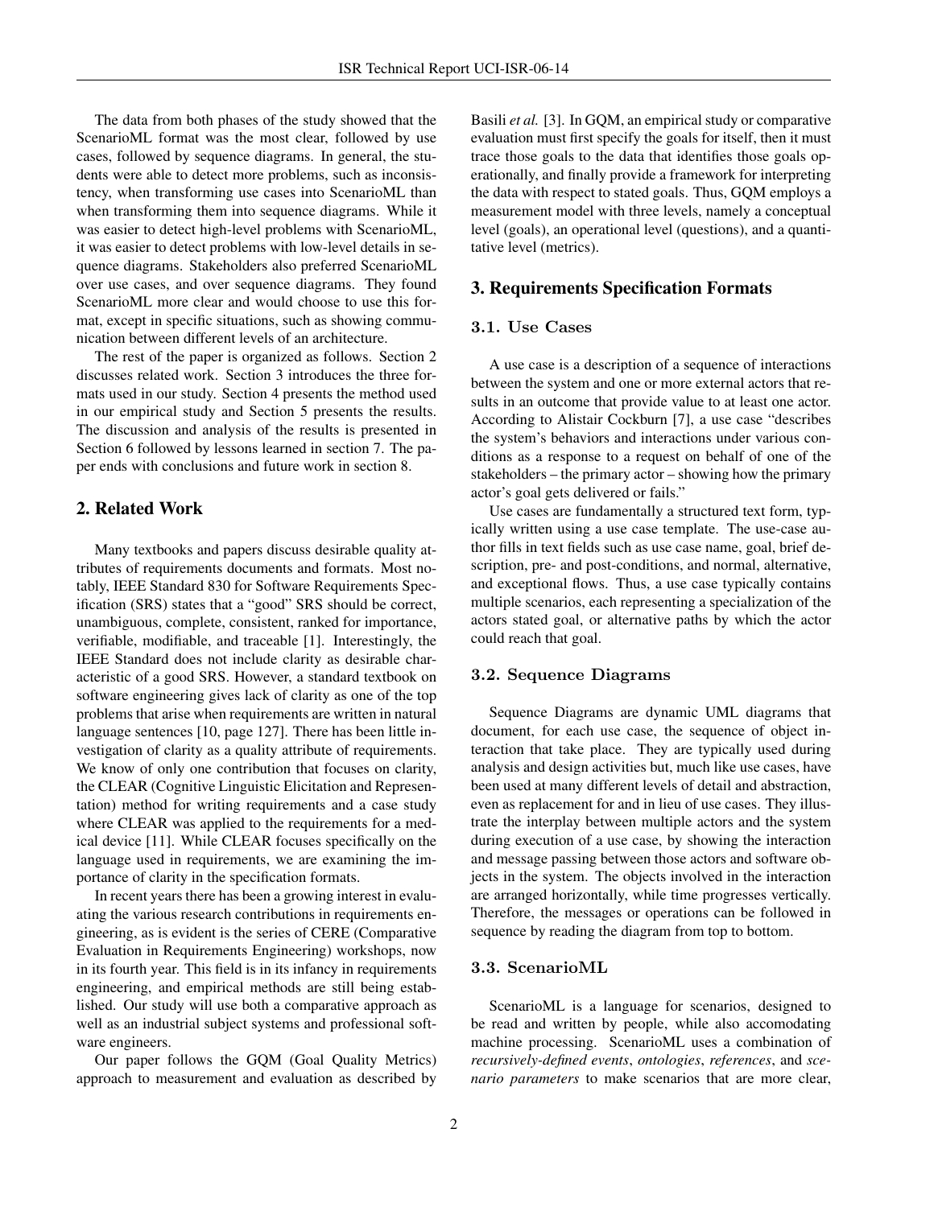The data from both phases of the study showed that the ScenarioML format was the most clear, followed by use cases, followed by sequence diagrams. In general, the students were able to detect more problems, such as inconsistency, when transforming use cases into ScenarioML than when transforming them into sequence diagrams. While it was easier to detect high-level problems with ScenarioML, it was easier to detect problems with low-level details in sequence diagrams. Stakeholders also preferred ScenarioML over use cases, and over sequence diagrams. They found ScenarioML more clear and would choose to use this format, except in specific situations, such as showing communication between different levels of an architecture.

The rest of the paper is organized as follows. Section 2 discusses related work. Section 3 introduces the three formats used in our study. Section 4 presents the method used in our empirical study and Section 5 presents the results. The discussion and analysis of the results is presented in Section 6 followed by lessons learned in section 7. The paper ends with conclusions and future work in section 8.

## 2. Related Work

Many textbooks and papers discuss desirable quality attributes of requirements documents and formats. Most notably, IEEE Standard 830 for Software Requirements Specification (SRS) states that a "good" SRS should be correct, unambiguous, complete, consistent, ranked for importance, verifiable, modifiable, and traceable [1]. Interestingly, the IEEE Standard does not include clarity as desirable characteristic of a good SRS. However, a standard textbook on software engineering gives lack of clarity as one of the top problems that arise when requirements are written in natural language sentences [10, page 127]. There has been little investigation of clarity as a quality attribute of requirements. We know of only one contribution that focuses on clarity, the CLEAR (Cognitive Linguistic Elicitation and Representation) method for writing requirements and a case study where CLEAR was applied to the requirements for a medical device [11]. While CLEAR focuses specifically on the language used in requirements, we are examining the importance of clarity in the specification formats.

In recent years there has been a growing interest in evaluating the various research contributions in requirements engineering, as is evident is the series of CERE (Comparative Evaluation in Requirements Engineering) workshops, now in its fourth year. This field is in its infancy in requirements engineering, and empirical methods are still being established. Our study will use both a comparative approach as well as an industrial subject systems and professional software engineers.

Our paper follows the GQM (Goal Quality Metrics) approach to measurement and evaluation as described by Basili *et al.* [3]. In GQM, an empirical study or comparative evaluation must first specify the goals for itself, then it must trace those goals to the data that identifies those goals operationally, and finally provide a framework for interpreting the data with respect to stated goals. Thus, GQM employs a measurement model with three levels, namely a conceptual level (goals), an operational level (questions), and a quantitative level (metrics).

## 3. Requirements Specification Formats

### 3.1. Use Cases

A use case is a description of a sequence of interactions between the system and one or more external actors that results in an outcome that provide value to at least one actor. According to Alistair Cockburn [7], a use case "describes the system's behaviors and interactions under various conditions as a response to a request on behalf of one of the stakeholders – the primary actor – showing how the primary actor's goal gets delivered or fails."

Use cases are fundamentally a structured text form, typically written using a use case template. The use-case author fills in text fields such as use case name, goal, brief description, pre- and post-conditions, and normal, alternative, and exceptional flows. Thus, a use case typically contains multiple scenarios, each representing a specialization of the actors stated goal, or alternative paths by which the actor could reach that goal.

### 3.2. Sequence Diagrams

Sequence Diagrams are dynamic UML diagrams that document, for each use case, the sequence of object interaction that take place. They are typically used during analysis and design activities but, much like use cases, have been used at many different levels of detail and abstraction, even as replacement for and in lieu of use cases. They illustrate the interplay between multiple actors and the system during execution of a use case, by showing the interaction and message passing between those actors and software objects in the system. The objects involved in the interaction are arranged horizontally, while time progresses vertically. Therefore, the messages or operations can be followed in sequence by reading the diagram from top to bottom.

### 3.3. ScenarioML

ScenarioML is a language for scenarios, designed to be read and written by people, while also accomodating machine processing. ScenarioML uses a combination of *recursively-defined events*, *ontologies*, *references*, and *scenario parameters* to make scenarios that are more clear,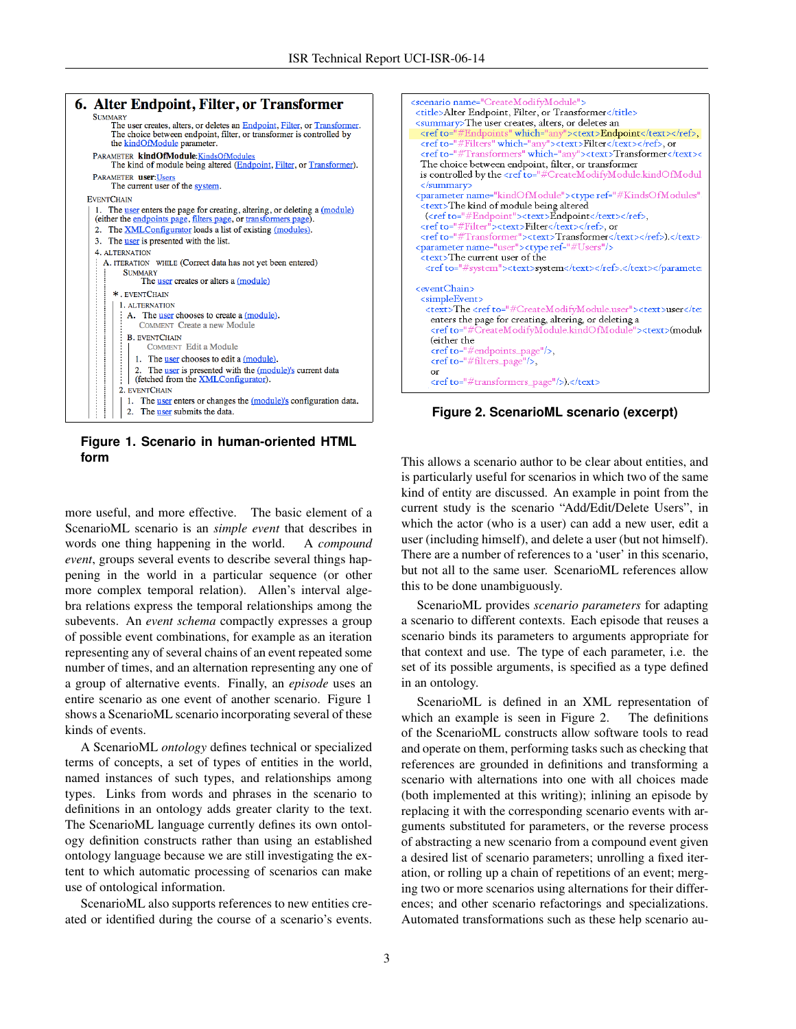## 6. Alter Endpoint, Filter, or Transformer

SUMMARY
The user creates, alters, or deletes an Endpoint, Filter, or Transformer. The choice between endpoint, filter, or transformer is controlled by the kindOfModule parameter.

PARAMETER **kindOfModule**:KindsOfModules
The kind of module being altered (Endpoint, Filter, or Transformer).

PARAMETER **user**:Users
The current user of the system.

EVENTCHAIN
1. The user enters the page for creating, altering, or deleting a (module) (either the endpoints page, filters page, or transformers page).
2. The XMLConfigurator loads a list of existing (modules).
3. The user is presented with the list.
4. ALTERNATION
   A. ITERATION WHILE (Correct data has not yet been entered)
      SUMMARY
      The user creates or alters a (module)
      \*. EVENTCHAIN
      1. ALTERNATION
         A. The user chooses to create a (module).
            COMMENT Create a new Module
         B. EVENTCHAIN
            COMMENT Edit a Module
            1. The user chooses to edit a (module).
            2. The user is presented with the (module)'s current data (fetched from the XMLConfigurator).
      2. EVENTCHAIN
         1. The user enters or changes the (module)'s configuration data.
         2. The user submits the data.

**Figure 1. Scenario in human-oriented HTML form**

```
<scenario name="CreateModifyModule">
 <title>Alter Endpoint, Filter, or Transformer</title>
 <summary>The user creates, alters, or deletes an
  <ref to="#Endpoints" which="any"><text>Endpoint</text></ref>,
  <ref to="#Filters" which="any"><text>Filter</text></ref>, or
  <ref to="#Transformers" which="any"><text>Transformer</text><
  The choice between endpoint, filter, or transformer
  is controlled by the <ref to="#CreateModifyModule.kindOfModul
  </summary>
 <parameter name="kindOfModule"><type ref="#KindsOfModules"
  <text>The kind of module being altered
   (<ref to="#Endpoint"><text>Endpoint</text></ref>,
  <ref to="#Filter"><text>Filter</text></ref>, or
  <ref to="#Transformer"><text>Transformer</text></ref>).</text>
 <parameter name="user"><type ref="#Users"/>
  <text>The current user of the
   <ref to="#system"><text>system</text></ref>.</text></paramete

 <eventChain>
  <simpleEvent>
   <text>The <ref to="#CreateModifyModule.user"><text>user</te
    enters the page for creating, altering, or deleting a
    <ref to="#CreateModifyModule.kindOfModule"><text>(modul
    (either the
    <ref to="#endpoints_page"/>,
    <ref to="#filters_page"/>,
    or
    <ref to="#transformers_page"/>).</text>
```

**Figure 2. ScenarioML scenario (excerpt)**

more useful, and more effective. The basic element of a ScenarioML scenario is an *simple event* that describes in words one thing happening in the world. A *compound event*, groups several events to describe several things happening in the world in a particular sequence (or other more complex temporal relation). Allen's interval algebra relations express the temporal relationships among the subevents. An *event schema* compactly expresses a group of possible event combinations, for example as an iteration representing any of several chains of an event repeated some number of times, and an alternation representing any one of a group of alternative events. Finally, an *episode* uses an entire scenario as one event of another scenario. Figure 1 shows a ScenarioML scenario incorporating several of these kinds of events.

A ScenarioML *ontology* defines technical or specialized terms of concepts, a set of types of entities in the world, named instances of such types, and relationships among types. Links from words and phrases in the scenario to definitions in an ontology adds greater clarity to the text. The ScenarioML language currently defines its own ontology definition constructs rather than using an established ontology language because we are still investigating the extent to which automatic processing of scenarios can make use of ontological information.

ScenarioML also supports references to new entities created or identified during the course of a scenario's events. This allows a scenario author to be clear about entities, and is particularly useful for scenarios in which two of the same kind of entity are discussed. An example in point from the current study is the scenario "Add/Edit/Delete Users", in which the actor (who is a user) can add a new user, edit a user (including himself), and delete a user (but not himself). There are a number of references to a 'user' in this scenario, but not all to the same user. ScenarioML references allow this to be done unambiguously.

ScenarioML provides *scenario parameters* for adapting a scenario to different contexts. Each episode that reuses a scenario binds its parameters to arguments appropriate for that context and use. The type of each parameter, i.e. the set of its possible arguments, is specified as a type defined in an ontology.

ScenarioML is defined in an XML representation of which an example is seen in Figure 2. The definitions of the ScenarioML constructs allow software tools to read and operate on them, performing tasks such as checking that references are grounded in definitions and transforming a scenario with alternations into one with all choices made (both implemented at this writing); inlining an episode by replacing it with the corresponding scenario events with arguments substituted for parameters, or the reverse process of abstracting a new scenario from a compound event given a desired list of scenario parameters; unrolling a fixed iteration, or rolling up a chain of repetitions of an event; merging two or more scenarios using alternations for their differences; and other scenario refactorings and specializations. Automated transformations such as these help scenario au-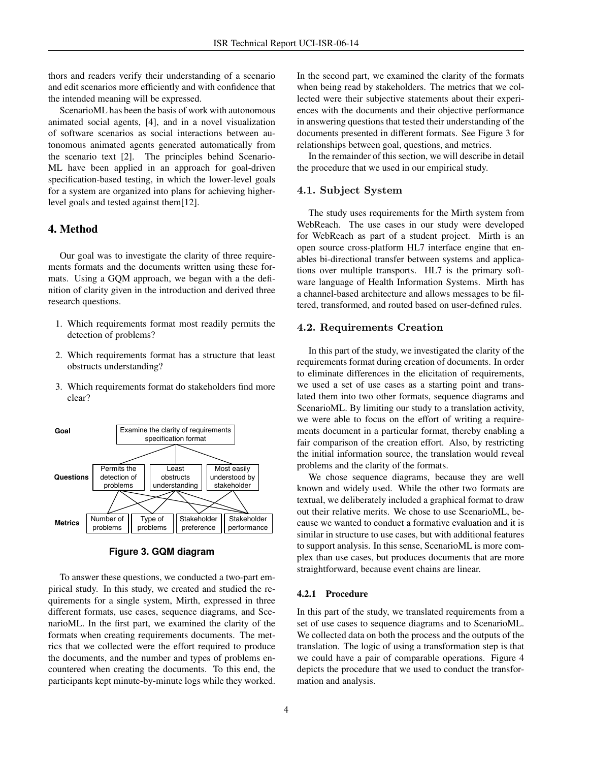thors and readers verify their understanding of a scenario and edit scenarios more efficiently and with confidence that the intended meaning will be expressed.

ScenarioML has been the basis of work with autonomous animated social agents, [4], and in a novel visualization of software scenarios as social interactions between autonomous animated agents generated automatically from the scenario text [2]. The principles behind ScenarioML have been applied in an approach for goal-driven specification-based testing, in which the lower-level goals for a system are organized into plans for achieving higher-level goals and tested against them[12].

## 4. Method

Our goal was to investigate the clarity of three requirements formats and the documents written using these formats. Using a GQM approach, we began with a the definition of clarity given in the introduction and derived three research questions.

1. Which requirements format most readily permits the detection of problems?
2. Which requirements format has a structure that least obstructs understanding?
3. Which requirements format do stakeholders find more clear?

**Goal**: Examine the clarity of requirements specification format

**Questions**: Permits the detection of problems | Least obstructs understanding | Most easily understood by stakeholder

**Metrics**: Number of problems | Type of problems | Stakeholder preference | Stakeholder performance

**Figure 3. GQM diagram**

To answer these questions, we conducted a two-part empirical study. In this study, we created and studied the requirements for a single system, Mirth, expressed in three different formats, use cases, sequence diagrams, and ScenarioML. In the first part, we examined the clarity of the formats when creating requirements documents. The metrics that we collected were the effort required to produce the documents, and the number and types of problems encountered when creating the documents. To this end, the participants kept minute-by-minute logs while they worked.

In the second part, we examined the clarity of the formats when being read by stakeholders. The metrics that we collected were their subjective statements about their experiences with the documents and their objective performance in answering questions that tested their understanding of the documents presented in different formats. See Figure 3 for relationships between goal, questions, and metrics.

In the remainder of this section, we will describe in detail the procedure that we used in our empirical study.

### 4.1. Subject System

The study uses requirements for the Mirth system from WebReach. The use cases in our study were developed for WebReach as part of a student project. Mirth is an open source cross-platform HL7 interface engine that enables bi-directional transfer between systems and applications over multiple transports. HL7 is the primary software language of Health Information Systems. Mirth has a channel-based architecture and allows messages to be filtered, transformed, and routed based on user-defined rules.

### 4.2. Requirements Creation

In this part of the study, we investigated the clarity of the requirements format during creation of documents. In order to eliminate differences in the elicitation of requirements, we used a set of use cases as a starting point and translated them into two other formats, sequence diagrams and ScenarioML. By limiting our study to a translation activity, we were able to focus on the effort of writing a requirements document in a particular format, thereby enabling a fair comparison of the creation effort. Also, by restricting the initial information source, the translation would reveal problems and the clarity of the formats.

We chose sequence diagrams, because they are well known and widely used. While the other two formats are textual, we deliberately included a graphical format to draw out their relative merits. We chose to use ScenarioML, because we wanted to conduct a formative evaluation and it is similar in structure to use cases, but with additional features to support analysis. In this sense, ScenarioML is more complex than use cases, but produces documents that are more straightforward, because event chains are linear.

#### 4.2.1 Procedure

In this part of the study, we translated requirements from a set of use cases to sequence diagrams and to ScenarioML. We collected data on both the process and the outputs of the translation. The logic of using a transformation step is that we could have a pair of comparable operations. Figure 4 depicts the procedure that we used to conduct the transformation and analysis.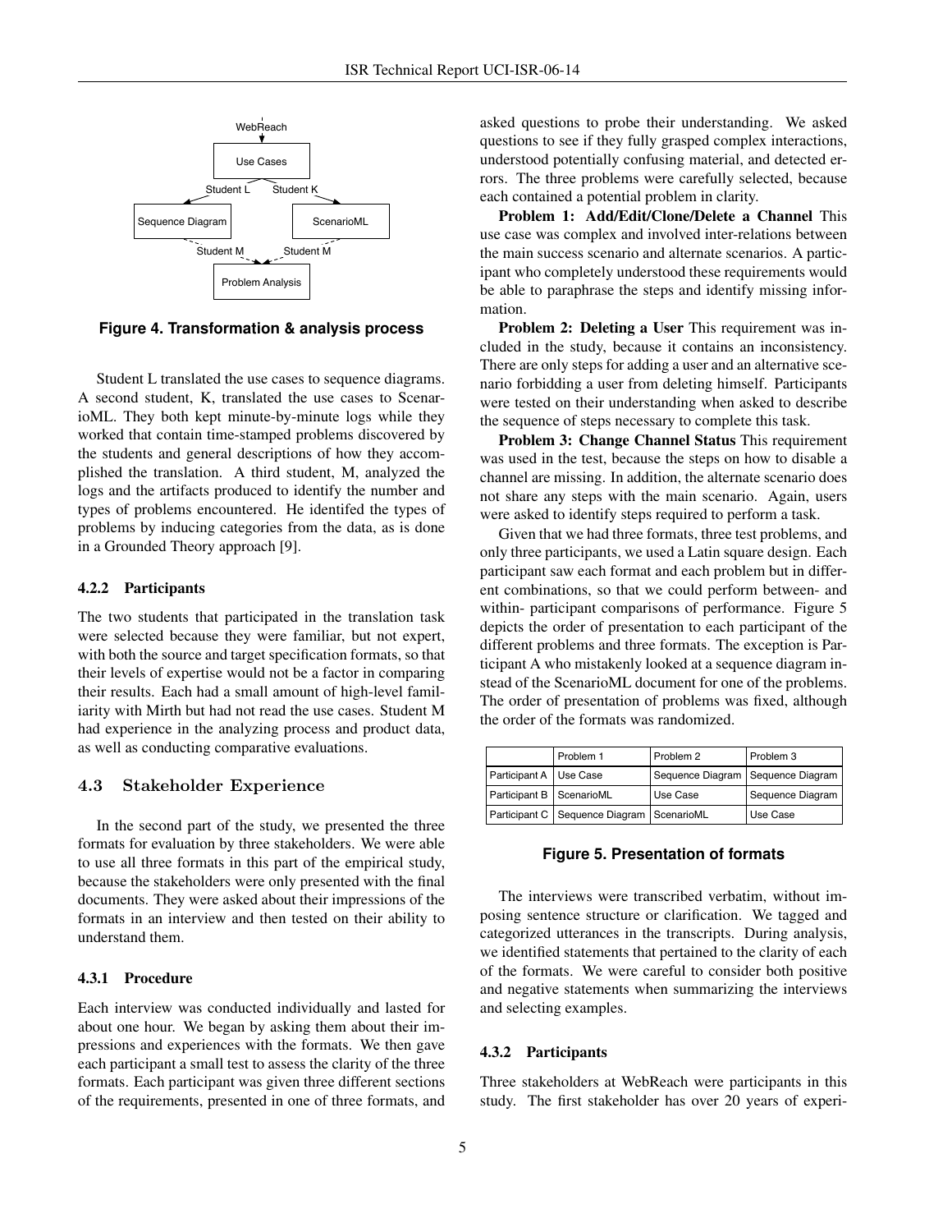Figure 4. Transformation & analysis process

Student L translated the use cases to sequence diagrams. A second student, K, translated the use cases to ScenarioML. They both kept minute-by-minute logs while they worked that contain time-stamped problems discovered by the students and general descriptions of how they accomplished the translation. A third student, M, analyzed the logs and the artifacts produced to identify the number and types of problems encountered. He identifed the types of problems by inducing categories from the data, as is done in a Grounded Theory approach [9].

#### 4.2.2 Participants

The two students that participated in the translation task were selected because they were familiar, but not expert, with both the source and target specification formats, so that their levels of expertise would not be a factor in comparing their results. Each had a small amount of high-level familiarity with Mirth but had not read the use cases. Student M had experience in the analyzing process and product data, as well as conducting comparative evaluations.

### 4.3 Stakeholder Experience

In the second part of the study, we presented the three formats for evaluation by three stakeholders. We were able to use all three formats in this part of the empirical study, because the stakeholders were only presented with the final documents. They were asked about their impressions of the formats in an interview and then tested on their ability to understand them.

#### 4.3.1 Procedure

Each interview was conducted individually and lasted for about one hour. We began by asking them about their impressions and experiences with the formats. We then gave each participant a small test to assess the clarity of the three formats. Each participant was given three different sections of the requirements, presented in one of three formats, and asked questions to probe their understanding. We asked questions to see if they fully grasped complex interactions, understood potentially confusing material, and detected errors. The three problems were carefully selected, because each contained a potential problem in clarity.

**Problem 1: Add/Edit/Clone/Delete a Channel** This use case was complex and involved inter-relations between the main success scenario and alternate scenarios. A participant who completely understood these requirements would be able to paraphrase the steps and identify missing information.

**Problem 2: Deleting a User** This requirement was included in the study, because it contains an inconsistency. There are only steps for adding a user and an alternative scenario forbidding a user from deleting himself. Participants were tested on their understanding when asked to describe the sequence of steps necessary to complete this task.

**Problem 3: Change Channel Status** This requirement was used in the test, because the steps on how to disable a channel are missing. In addition, the alternate scenario does not share any steps with the main scenario. Again, users were asked to identify steps required to perform a task.

Given that we had three formats, three test problems, and only three participants, we used a Latin square design. Each participant saw each format and each problem but in different combinations, so that we could perform between- and within- participant comparisons of performance. Figure 5 depicts the order of presentation to each participant of the different problems and three formats. The exception is Participant A who mistakenly looked at a sequence diagram instead of the ScenarioML document for one of the problems. The order of presentation of problems was fixed, although the order of the formats was randomized.

| | Problem 1 | Problem 2 | Problem 3 |
|---|---|---|---|
| Participant A | Use Case | Sequence Diagram | Sequence Diagram |
| Participant B | ScenarioML | Use Case | Sequence Diagram |
| Participant C | Sequence Diagram | ScenarioML | Use Case |

Figure 5. Presentation of formats

The interviews were transcribed verbatim, without imposing sentence structure or clarification. We tagged and categorized utterances in the transcripts. During analysis, we identified statements that pertained to the clarity of each of the formats. We were careful to consider both positive and negative statements when summarizing the interviews and selecting examples.

#### 4.3.2 Participants

Three stakeholders at WebReach were participants in this study. The first stakeholder has over 20 years of experi-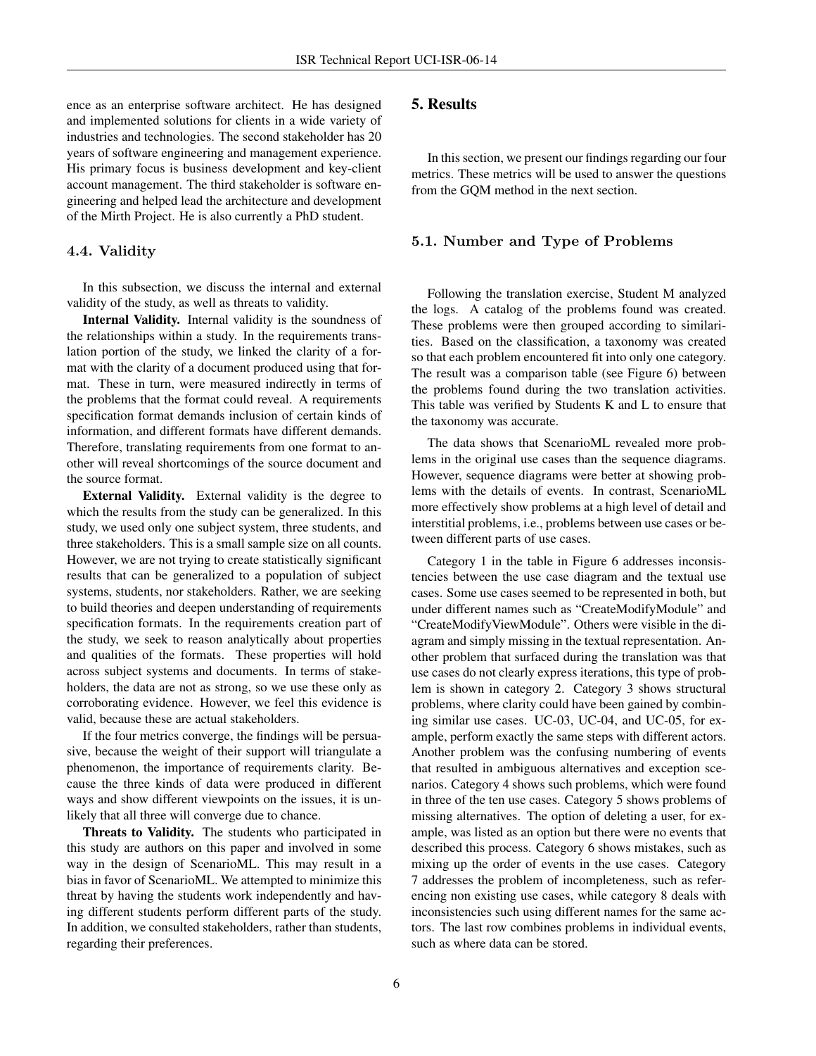ence as an enterprise software architect. He has designed and implemented solutions for clients in a wide variety of industries and technologies. The second stakeholder has 20 years of software engineering and management experience. His primary focus is business development and key-client account management. The third stakeholder is software engineering and helped lead the architecture and development of the Mirth Project. He is also currently a PhD student.

### 4.4. Validity

In this subsection, we discuss the internal and external validity of the study, as well as threats to validity.

**Internal Validity.** Internal validity is the soundness of the relationships within a study. In the requirements translation portion of the study, we linked the clarity of a format with the clarity of a document produced using that format. These in turn, were measured indirectly in terms of the problems that the format could reveal. A requirements specification format demands inclusion of certain kinds of information, and different formats have different demands. Therefore, translating requirements from one format to another will reveal shortcomings of the source document and the source format.

**External Validity.** External validity is the degree to which the results from the study can be generalized. In this study, we used only one subject system, three students, and three stakeholders. This is a small sample size on all counts. However, we are not trying to create statistically significant results that can be generalized to a population of subject systems, students, nor stakeholders. Rather, we are seeking to build theories and deepen understanding of requirements specification formats. In the requirements creation part of the study, we seek to reason analytically about properties and qualities of the formats. These properties will hold across subject systems and documents. In terms of stakeholders, the data are not as strong, so we use these only as corroborating evidence. However, we feel this evidence is valid, because these are actual stakeholders.

If the four metrics converge, the findings will be persuasive, because the weight of their support will triangulate a phenomenon, the importance of requirements clarity. Because the three kinds of data were produced in different ways and show different viewpoints on the issues, it is unlikely that all three will converge due to chance.

**Threats to Validity.** The students who participated in this study are authors on this paper and involved in some way in the design of ScenarioML. This may result in a bias in favor of ScenarioML. We attempted to minimize this threat by having the students work independently and having different students perform different parts of the study. In addition, we consulted stakeholders, rather than students, regarding their preferences.

## 5. Results

In this section, we present our findings regarding our four metrics. These metrics will be used to answer the questions from the GQM method in the next section.

### 5.1. Number and Type of Problems

Following the translation exercise, Student M analyzed the logs. A catalog of the problems found was created. These problems were then grouped according to similarities. Based on the classification, a taxonomy was created so that each problem encountered fit into only one category. The result was a comparison table (see Figure 6) between the problems found during the two translation activities. This table was verified by Students K and L to ensure that the taxonomy was accurate.

The data shows that ScenarioML revealed more problems in the original use cases than the sequence diagrams. However, sequence diagrams were better at showing problems with the details of events. In contrast, ScenarioML more effectively show problems at a high level of detail and interstitial problems, i.e., problems between use cases or between different parts of use cases.

Category 1 in the table in Figure 6 addresses inconsistencies between the use case diagram and the textual use cases. Some use cases seemed to be represented in both, but under different names such as "CreateModifyModule" and "CreateModifyViewModule". Others were visible in the diagram and simply missing in the textual representation. Another problem that surfaced during the translation was that use cases do not clearly express iterations, this type of problem is shown in category 2. Category 3 shows structural problems, where clarity could have been gained by combining similar use cases. UC-03, UC-04, and UC-05, for example, perform exactly the same steps with different actors. Another problem was the confusing numbering of events that resulted in ambiguous alternatives and exception scenarios. Category 4 shows such problems, which were found in three of the ten use cases. Category 5 shows problems of missing alternatives. The option of deleting a user, for example, was listed as an option but there were no events that described this process. Category 6 shows mistakes, such as mixing up the order of events in the use cases. Category 7 addresses the problem of incompleteness, such as referencing non existing use cases, while category 8 deals with inconsistencies such using different names for the same actors. The last row combines problems in individual events, such as where data can be stored.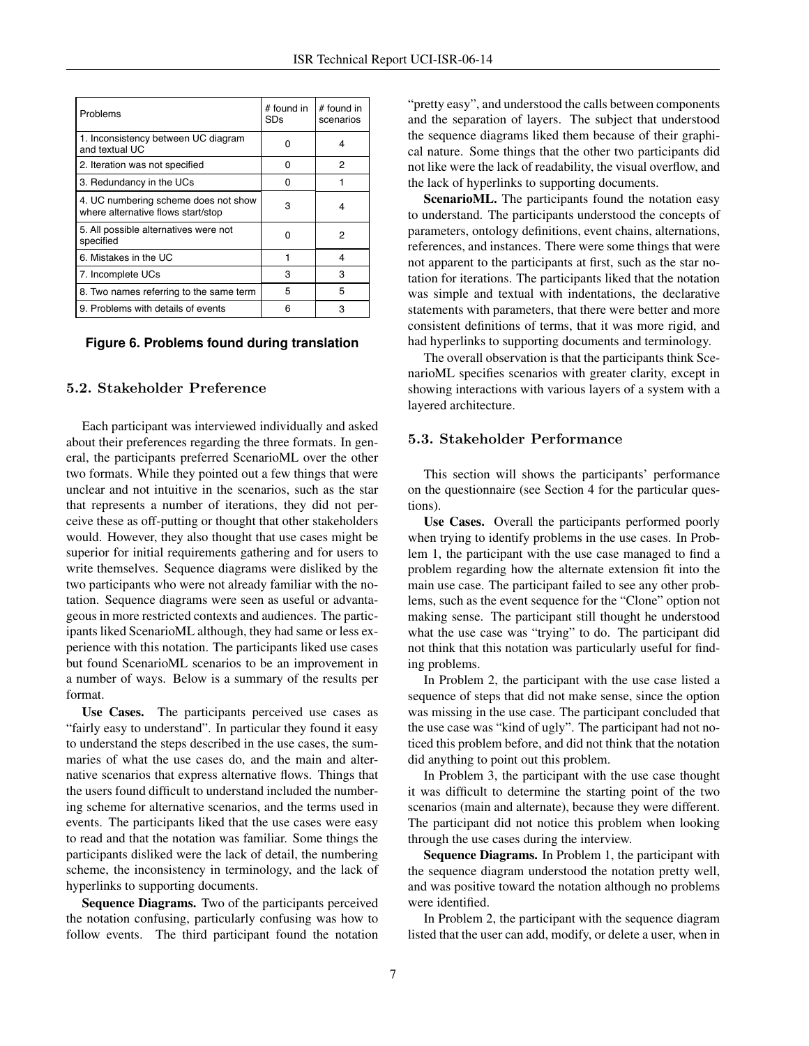| Problems | # found in SDs | # found in scenarios |
|---|---|---|
| 1. Inconsistency between UC diagram and textual UC | 0 | 4 |
| 2. Iteration was not specified | 0 | 2 |
| 3. Redundancy in the UCs | 0 | 1 |
| 4. UC numbering scheme does not show where alternative flows start/stop | 3 | 4 |
| 5. All possible alternatives were not specified | 0 | 2 |
| 6. Mistakes in the UC | 1 | 4 |
| 7. Incomplete UCs | 3 | 3 |
| 8. Two names referring to the same term | 5 | 5 |
| 9. Problems with details of events | 6 | 3 |

**Figure 6. Problems found during translation**

### 5.2. Stakeholder Preference

Each participant was interviewed individually and asked about their preferences regarding the three formats. In general, the participants preferred ScenarioML over the other two formats. While they pointed out a few things that were unclear and not intuitive in the scenarios, such as the star that represents a number of iterations, they did not perceive these as off-putting or thought that other stakeholders would. However, they also thought that use cases might be superior for initial requirements gathering and for users to write themselves. Sequence diagrams were disliked by the two participants who were not already familiar with the notation. Sequence diagrams were seen as useful or advantageous in more restricted contexts and audiences. The participants liked ScenarioML although, they had same or less experience with this notation. The participants liked use cases but found ScenarioML scenarios to be an improvement in a number of ways. Below is a summary of the results per format.

**Use Cases.** The participants perceived use cases as "fairly easy to understand". In particular they found it easy to understand the steps described in the use cases, the summaries of what the use cases do, and the main and alternative scenarios that express alternative flows. Things that the users found difficult to understand included the numbering scheme for alternative scenarios, and the terms used in events. The participants liked that the use cases were easy to read and that the notation was familiar. Some things the participants disliked were the lack of detail, the numbering scheme, the inconsistency in terminology, and the lack of hyperlinks to supporting documents.

**Sequence Diagrams.** Two of the participants perceived the notation confusing, particularly confusing was how to follow events. The third participant found the notation "pretty easy", and understood the calls between components and the separation of layers. The subject that understood the sequence diagrams liked them because of their graphical nature. Some things that the other two participants did not like were the lack of readability, the visual overflow, and the lack of hyperlinks to supporting documents.

**ScenarioML.** The participants found the notation easy to understand. The participants understood the concepts of parameters, ontology definitions, event chains, alternations, references, and instances. There were some things that were not apparent to the participants at first, such as the star notation for iterations. The participants liked that the notation was simple and textual with indentations, the declarative statements with parameters, that there were better and more consistent definitions of terms, that it was more rigid, and had hyperlinks to supporting documents and terminology.

The overall observation is that the participants think ScenarioML specifies scenarios with greater clarity, except in showing interactions with various layers of a system with a layered architecture.

### 5.3. Stakeholder Performance

This section will shows the participants' performance on the questionnaire (see Section 4 for the particular questions).

**Use Cases.** Overall the participants performed poorly when trying to identify problems in the use cases. In Problem 1, the participant with the use case managed to find a problem regarding how the alternate extension fit into the main use case. The participant failed to see any other problems, such as the event sequence for the "Clone" option not making sense. The participant still thought he understood what the use case was "trying" to do. The participant did not think that this notation was particularly useful for finding problems.

In Problem 2, the participant with the use case listed a sequence of steps that did not make sense, since the option was missing in the use case. The participant concluded that the use case was "kind of ugly". The participant had not noticed this problem before, and did not think that the notation did anything to point out this problem.

In Problem 3, the participant with the use case thought it was difficult to determine the starting point of the two scenarios (main and alternate), because they were different. The participant did not notice this problem when looking through the use cases during the interview.

**Sequence Diagrams.** In Problem 1, the participant with the sequence diagram understood the notation pretty well, and was positive toward the notation although no problems were identified.

In Problem 2, the participant with the sequence diagram listed that the user can add, modify, or delete a user, when in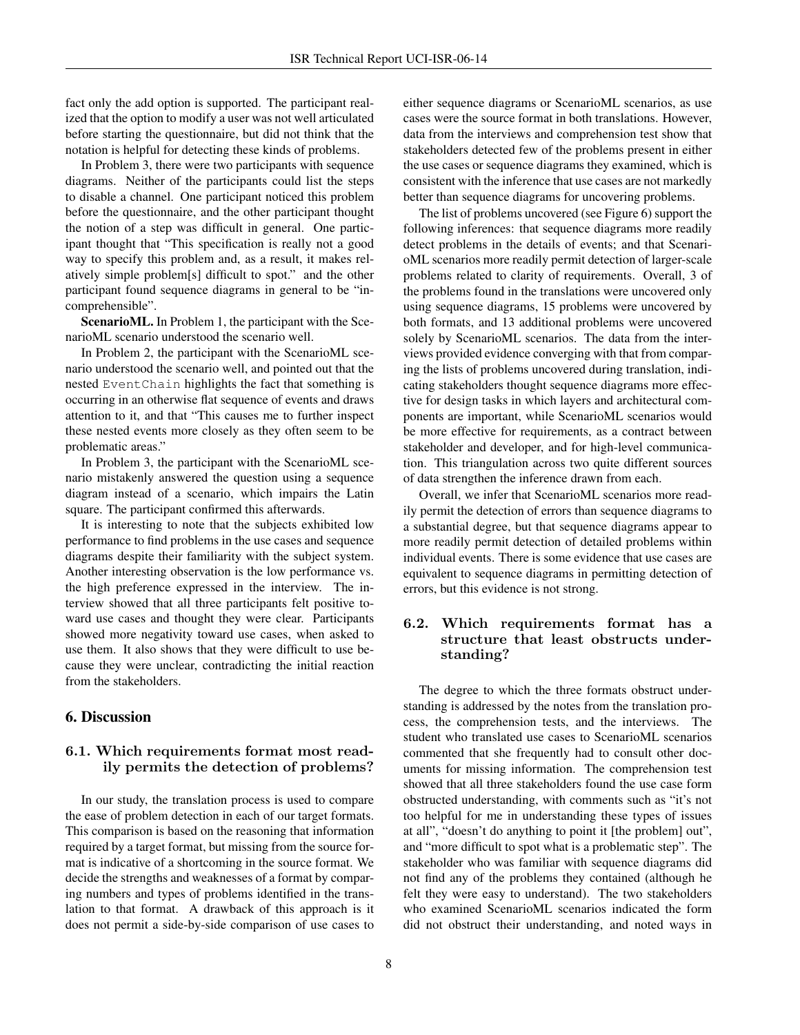fact only the add option is supported. The participant realized that the option to modify a user was not well articulated before starting the questionnaire, but did not think that the notation is helpful for detecting these kinds of problems.

In Problem 3, there were two participants with sequence diagrams. Neither of the participants could list the steps to disable a channel. One participant noticed this problem before the questionnaire, and the other participant thought the notion of a step was difficult in general. One participant thought that "This specification is really not a good way to specify this problem and, as a result, it makes relatively simple problem[s] difficult to spot." and the other participant found sequence diagrams in general to be "incomprehensible".

**ScenarioML.** In Problem 1, the participant with the ScenarioML scenario understood the scenario well.

In Problem 2, the participant with the ScenarioML scenario understood the scenario well, and pointed out that the nested `EventChain` highlights the fact that something is occurring in an otherwise flat sequence of events and draws attention to it, and that "This causes me to further inspect these nested events more closely as they often seem to be problematic areas."

In Problem 3, the participant with the ScenarioML scenario mistakenly answered the question using a sequence diagram instead of a scenario, which impairs the Latin square. The participant confirmed this afterwards.

It is interesting to note that the subjects exhibited low performance to find problems in the use cases and sequence diagrams despite their familiarity with the subject system. Another interesting observation is the low performance vs. the high preference expressed in the interview. The interview showed that all three participants felt positive toward use cases and thought they were clear. Participants showed more negativity toward use cases, when asked to use them. It also shows that they were difficult to use because they were unclear, contradicting the initial reaction from the stakeholders.

## 6. Discussion

### 6.1. Which requirements format most readily permits the detection of problems?

In our study, the translation process is used to compare the ease of problem detection in each of our target formats. This comparison is based on the reasoning that information required by a target format, but missing from the source format is indicative of a shortcoming in the source format. We decide the strengths and weaknesses of a format by comparing numbers and types of problems identified in the translation to that format. A drawback of this approach is it does not permit a side-by-side comparison of use cases to either sequence diagrams or ScenarioML scenarios, as use cases were the source format in both translations. However, data from the interviews and comprehension test show that stakeholders detected few of the problems present in either the use cases or sequence diagrams they examined, which is consistent with the inference that use cases are not markedly better than sequence diagrams for uncovering problems.

The list of problems uncovered (see Figure 6) support the following inferences: that sequence diagrams more readily detect problems in the details of events; and that ScenarioML scenarios more readily permit detection of larger-scale problems related to clarity of requirements. Overall, 3 of the problems found in the translations were uncovered only using sequence diagrams, 15 problems were uncovered by both formats, and 13 additional problems were uncovered solely by ScenarioML scenarios. The data from the interviews provided evidence converging with that from comparing the lists of problems uncovered during translation, indicating stakeholders thought sequence diagrams more effective for design tasks in which layers and architectural components are important, while ScenarioML scenarios would be more effective for requirements, as a contract between stakeholder and developer, and for high-level communication. This triangulation across two quite different sources of data strengthen the inference drawn from each.

Overall, we infer that ScenarioML scenarios more readily permit the detection of errors than sequence diagrams to a substantial degree, but that sequence diagrams appear to more readily permit detection of detailed problems within individual events. There is some evidence that use cases are equivalent to sequence diagrams in permitting detection of errors, but this evidence is not strong.

### 6.2. Which requirements format has a structure that least obstructs understanding?

The degree to which the three formats obstruct understanding is addressed by the notes from the translation process, the comprehension tests, and the interviews. The student who translated use cases to ScenarioML scenarios commented that she frequently had to consult other documents for missing information. The comprehension test showed that all three stakeholders found the use case form obstructed understanding, with comments such as "it's not too helpful for me in understanding these types of issues at all", "doesn't do anything to point it [the problem] out", and "more difficult to spot what is a problematic step". The stakeholder who was familiar with sequence diagrams did not find any of the problems they contained (although he felt they were easy to understand). The two stakeholders who examined ScenarioML scenarios indicated the form did not obstruct their understanding, and noted ways in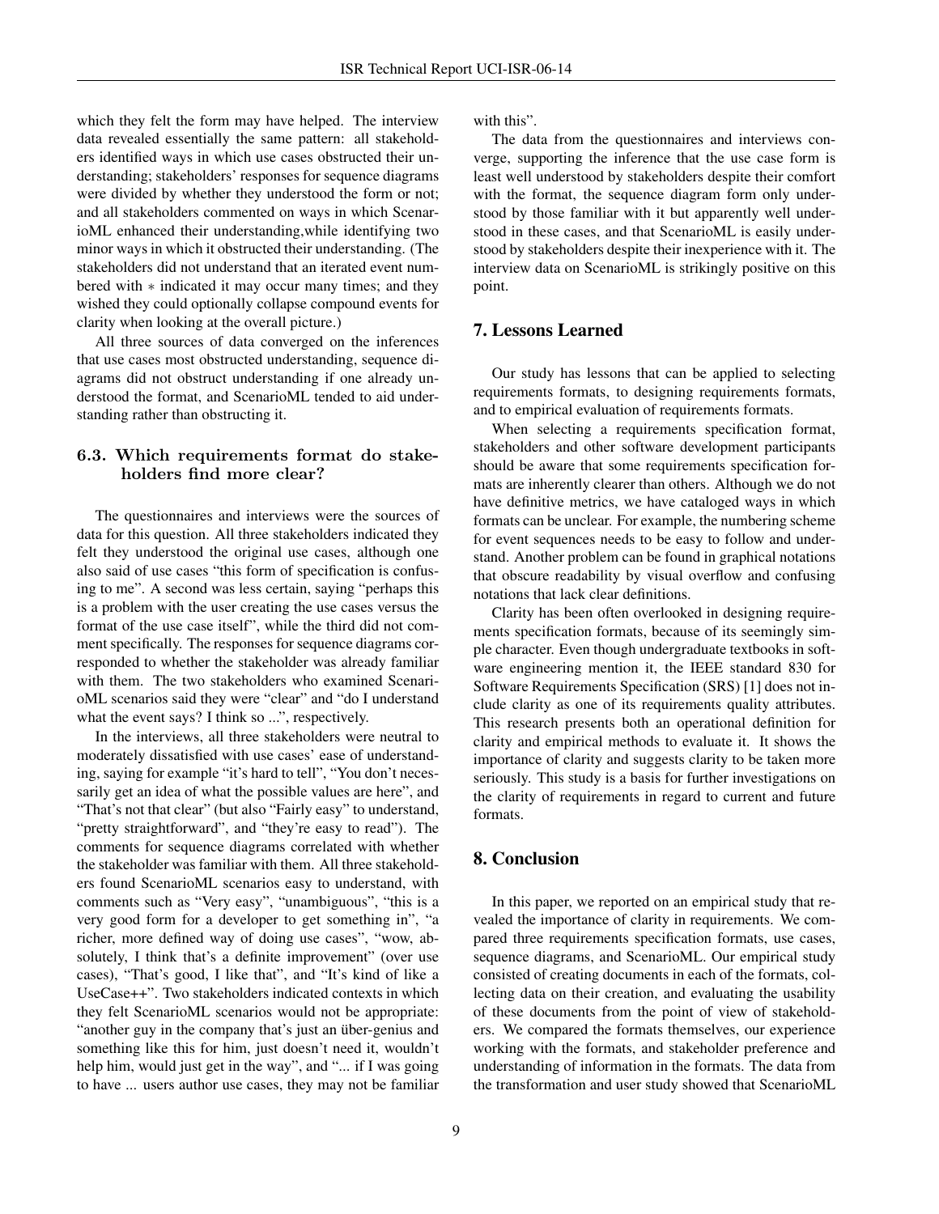which they felt the form may have helped. The interview data revealed essentially the same pattern: all stakeholders identified ways in which use cases obstructed their understanding; stakeholders' responses for sequence diagrams were divided by whether they understood the form or not; and all stakeholders commented on ways in which ScenarioML enhanced their understanding,while identifying two minor ways in which it obstructed their understanding. (The stakeholders did not understand that an iterated event numbered with $*$ indicated it may occur many times; and they wished they could optionally collapse compound events for clarity when looking at the overall picture.)

All three sources of data converged on the inferences that use cases most obstructed understanding, sequence diagrams did not obstruct understanding if one already understood the format, and ScenarioML tended to aid understanding rather than obstructing it.

### 6.3. Which requirements format do stakeholders find more clear?

The questionnaires and interviews were the sources of data for this question. All three stakeholders indicated they felt they understood the original use cases, although one also said of use cases "this form of specification is confusing to me". A second was less certain, saying "perhaps this is a problem with the user creating the use cases versus the format of the use case itself", while the third did not comment specifically. The responses for sequence diagrams corresponded to whether the stakeholder was already familiar with them. The two stakeholders who examined ScenarioML scenarios said they were "clear" and "do I understand what the event says? I think so ...", respectively.

In the interviews, all three stakeholders were neutral to moderately dissatisfied with use cases' ease of understanding, saying for example "it's hard to tell", "You don't necessarily get an idea of what the possible values are here", and "That's not that clear" (but also "Fairly easy" to understand, "pretty straightforward", and "they're easy to read"). The comments for sequence diagrams correlated with whether the stakeholder was familiar with them. All three stakeholders found ScenarioML scenarios easy to understand, with comments such as "Very easy", "unambiguous", "this is a very good form for a developer to get something in", "a richer, more defined way of doing use cases", "wow, absolutely, I think that's a definite improvement" (over use cases), "That's good, I like that", and "It's kind of like a UseCase++". Two stakeholders indicated contexts in which they felt ScenarioML scenarios would not be appropriate: "another guy in the company that's just an über-genius and something like this for him, just doesn't need it, wouldn't help him, would just get in the way", and "... if I was going to have ... users author use cases, they may not be familiar with this".

The data from the questionnaires and interviews converge, supporting the inference that the use case form is least well understood by stakeholders despite their comfort with the format, the sequence diagram form only understood by those familiar with it but apparently well understood in these cases, and that ScenarioML is easily understood by stakeholders despite their inexperience with it. The interview data on ScenarioML is strikingly positive on this point.

## 7. Lessons Learned

Our study has lessons that can be applied to selecting requirements formats, to designing requirements formats, and to empirical evaluation of requirements formats.

When selecting a requirements specification format, stakeholders and other software development participants should be aware that some requirements specification formats are inherently clearer than others. Although we do not have definitive metrics, we have cataloged ways in which formats can be unclear. For example, the numbering scheme for event sequences needs to be easy to follow and understand. Another problem can be found in graphical notations that obscure readability by visual overflow and confusing notations that lack clear definitions.

Clarity has been often overlooked in designing requirements specification formats, because of its seemingly simple character. Even though undergraduate textbooks in software engineering mention it, the IEEE standard 830 for Software Requirements Specification (SRS) [1] does not include clarity as one of its requirements quality attributes. This research presents both an operational definition for clarity and empirical methods to evaluate it. It shows the importance of clarity and suggests clarity to be taken more seriously. This study is a basis for further investigations on the clarity of requirements in regard to current and future formats.

## 8. Conclusion

In this paper, we reported on an empirical study that revealed the importance of clarity in requirements. We compared three requirements specification formats, use cases, sequence diagrams, and ScenarioML. Our empirical study consisted of creating documents in each of the formats, collecting data on their creation, and evaluating the usability of these documents from the point of view of stakeholders. We compared the formats themselves, our experience working with the formats, and stakeholder preference and understanding of information in the formats. The data from the transformation and user study showed that ScenarioML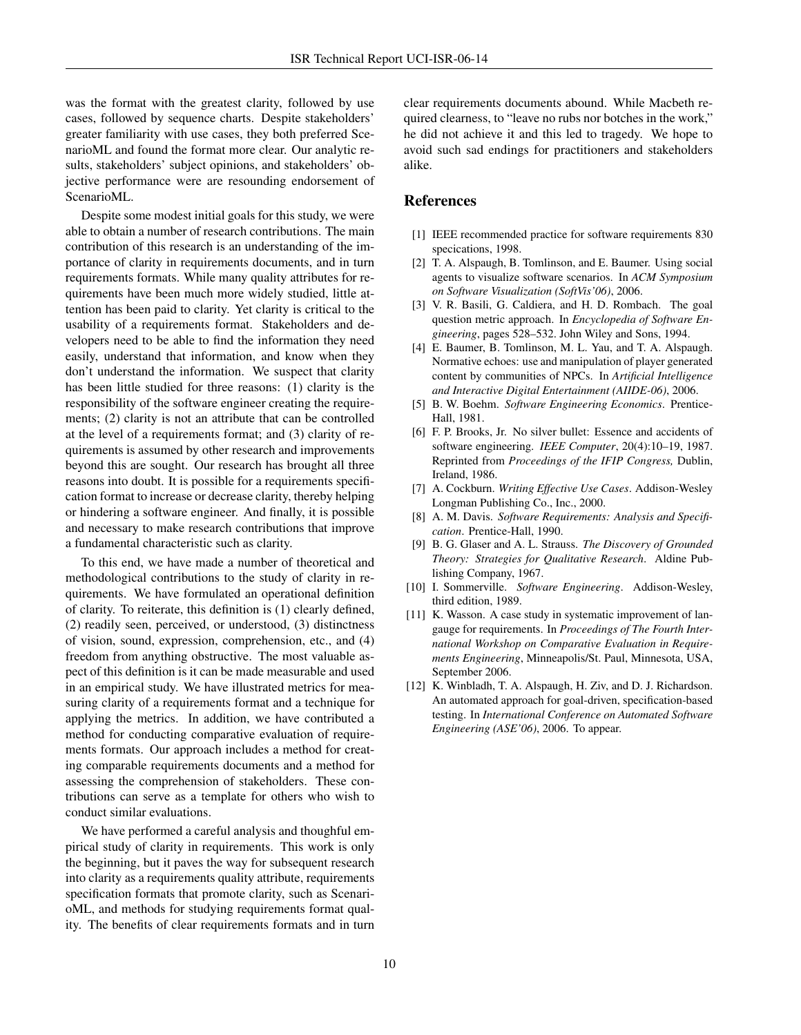was the format with the greatest clarity, followed by use cases, followed by sequence charts. Despite stakeholders' greater familiarity with use cases, they both preferred ScenarioML and found the format more clear. Our analytic results, stakeholders' subject opinions, and stakeholders' objective performance were are resounding endorsement of ScenarioML.

Despite some modest initial goals for this study, we were able to obtain a number of research contributions. The main contribution of this research is an understanding of the importance of clarity in requirements documents, and in turn requirements formats. While many quality attributes for requirements have been much more widely studied, little attention has been paid to clarity. Yet clarity is critical to the usability of a requirements format. Stakeholders and developers need to be able to find the information they need easily, understand that information, and know when they don't understand the information. We suspect that clarity has been little studied for three reasons: (1) clarity is the responsibility of the software engineer creating the requirements; (2) clarity is not an attribute that can be controlled at the level of a requirements format; and (3) clarity of requirements is assumed by other research and improvements beyond this are sought. Our research has brought all three reasons into doubt. It is possible for a requirements specification format to increase or decrease clarity, thereby helping or hindering a software engineer. And finally, it is possible and necessary to make research contributions that improve a fundamental characteristic such as clarity.

To this end, we have made a number of theoretical and methodological contributions to the study of clarity in requirements. We have formulated an operational definition of clarity. To reiterate, this definition is (1) clearly defined, (2) readily seen, perceived, or understood, (3) distinctness of vision, sound, expression, comprehension, etc., and (4) freedom from anything obstructive. The most valuable aspect of this definition is it can be made measurable and used in an empirical study. We have illustrated metrics for measuring clarity of a requirements format and a technique for applying the metrics. In addition, we have contributed a method for conducting comparative evaluation of requirements formats. Our approach includes a method for creating comparable requirements documents and a method for assessing the comprehension of stakeholders. These contributions can serve as a template for others who wish to conduct similar evaluations.

We have performed a careful analysis and thoughful empirical study of clarity in requirements. This work is only the beginning, but it paves the way for subsequent research into clarity as a requirements quality attribute, requirements specification formats that promote clarity, such as ScenarioML, and methods for studying requirements format quality. The benefits of clear requirements formats and in turn clear requirements documents abound. While Macbeth required clearness, to "leave no rubs nor botches in the work," he did not achieve it and this led to tragedy. We hope to avoid such sad endings for practitioners and stakeholders alike.

## References

[1] IEEE recommended practice for software requirements 830 specications, 1998.

[2] T. A. Alspaugh, B. Tomlinson, and E. Baumer. Using social agents to visualize software scenarios. In *ACM Symposium on Software Visualization (SoftVis'06)*, 2006.

[3] V. R. Basili, G. Caldiera, and H. D. Rombach. The goal question metric approach. In *Encyclopedia of Software Engineering*, pages 528–532. John Wiley and Sons, 1994.

[4] E. Baumer, B. Tomlinson, M. L. Yau, and T. A. Alspaugh. Normative echoes: use and manipulation of player generated content by communities of NPCs. In *Artificial Intelligence and Interactive Digital Entertainment (AIIDE-06)*, 2006.

[5] B. W. Boehm. *Software Engineering Economics*. Prentice-Hall, 1981.

[6] F. P. Brooks, Jr. No silver bullet: Essence and accidents of software engineering. *IEEE Computer*, 20(4):10–19, 1987. Reprinted from *Proceedings of the IFIP Congress,* Dublin, Ireland, 1986.

[7] A. Cockburn. *Writing Effective Use Cases*. Addison-Wesley Longman Publishing Co., Inc., 2000.

[8] A. M. Davis. *Software Requirements: Analysis and Specification*. Prentice-Hall, 1990.

[9] B. G. Glaser and A. L. Strauss. *The Discovery of Grounded Theory: Strategies for Qualitative Research*. Aldine Publishing Company, 1967.

[10] I. Sommerville. *Software Engineering*. Addison-Wesley, third edition, 1989.

[11] K. Wasson. A case study in systematic improvement of langauge for requirements. In *Proceedings of The Fourth International Workshop on Comparative Evaluation in Requirements Engineering*, Minneapolis/St. Paul, Minnesota, USA, September 2006.

[12] K. Winbladh, T. A. Alspaugh, H. Ziv, and D. J. Richardson. An automated approach for goal-driven, specification-based testing. In *International Conference on Automated Software Engineering (ASE'06)*, 2006. To appear.